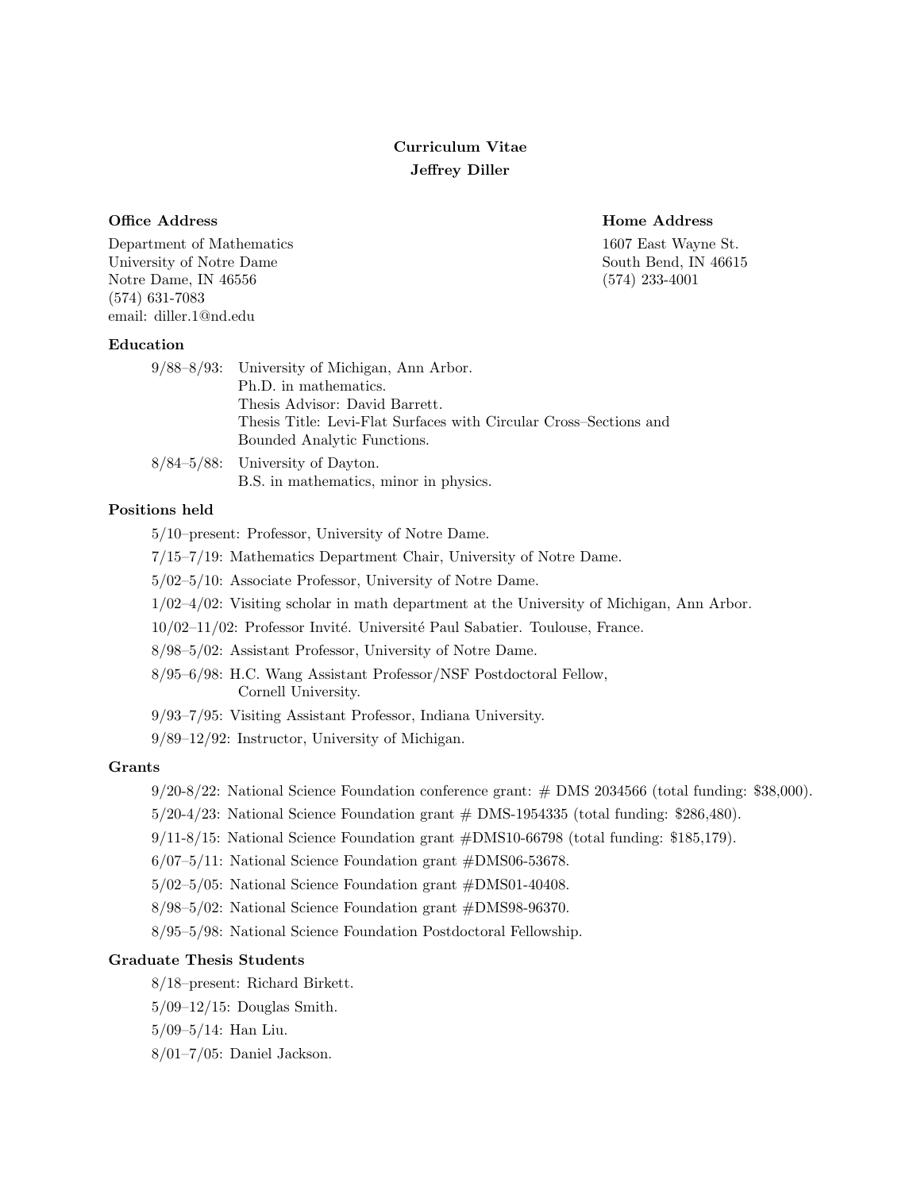# Curriculum Vitae
## Jeffrey Diller

**Office Address**

Department of Mathematics
University of Notre Dame
Notre Dame, IN 46556
(574) 631-7083
email: diller.1@nd.edu

**Home Address**

1607 East Wayne St.
South Bend, IN 46615
(574) 233-4001

### Education

9/88–8/93: University of Michigan, Ann Arbor.
Ph.D. in mathematics.
Thesis Advisor: David Barrett.
Thesis Title: Levi-Flat Surfaces with Circular Cross–Sections and Bounded Analytic Functions.

8/84–5/88: University of Dayton.
B.S. in mathematics, minor in physics.

### Positions held

5/10–present: Professor, University of Notre Dame.

7/15–7/19: Mathematics Department Chair, University of Notre Dame.

5/02–5/10: Associate Professor, University of Notre Dame.

1/02–4/02: Visiting scholar in math department at the University of Michigan, Ann Arbor.

10/02–11/02: Professor Invité. Université Paul Sabatier. Toulouse, France.

8/98–5/02: Assistant Professor, University of Notre Dame.

8/95–6/98: H.C. Wang Assistant Professor/NSF Postdoctoral Fellow, Cornell University.

9/93–7/95: Visiting Assistant Professor, Indiana University.

9/89–12/92: Instructor, University of Michigan.

### Grants

9/20-8/22: National Science Foundation conference grant: # DMS 2034566 (total funding: $38,000).

5/20-4/23: National Science Foundation grant # DMS-1954335 (total funding: $286,480).

9/11-8/15: National Science Foundation grant #DMS10-66798 (total funding: $185,179).

6/07–5/11: National Science Foundation grant #DMS06-53678.

5/02–5/05: National Science Foundation grant #DMS01-40408.

8/98–5/02: National Science Foundation grant #DMS98-96370.

8/95–5/98: National Science Foundation Postdoctoral Fellowship.

### Graduate Thesis Students

8/18–present: Richard Birkett.

5/09–12/15: Douglas Smith.

5/09–5/14: Han Liu.

8/01–7/05: Daniel Jackson.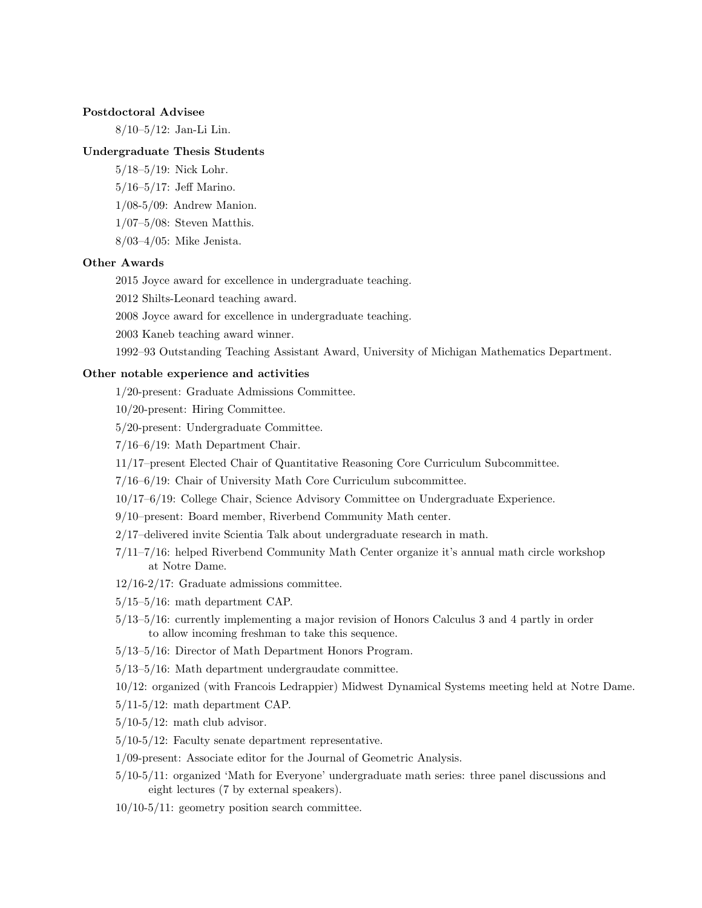**Postdoctoral Advisee**

8/10–5/12: Jan-Li Lin.

**Undergraduate Thesis Students**

5/18–5/19: Nick Lohr.

5/16–5/17: Jeff Marino.

1/08-5/09: Andrew Manion.

1/07–5/08: Steven Matthis.

8/03–4/05: Mike Jenista.

**Other Awards**

2015 Joyce award for excellence in undergraduate teaching.

2012 Shilts-Leonard teaching award.

2008 Joyce award for excellence in undergraduate teaching.

2003 Kaneb teaching award winner.

1992–93 Outstanding Teaching Assistant Award, University of Michigan Mathematics Department.

**Other notable experience and activities**

1/20-present: Graduate Admissions Committee.

10/20-present: Hiring Committee.

5/20-present: Undergraduate Committee.

7/16–6/19: Math Department Chair.

11/17–present Elected Chair of Quantitative Reasoning Core Curriculum Subcommittee.

7/16–6/19: Chair of University Math Core Curriculum subcommittee.

10/17–6/19: College Chair, Science Advisory Committee on Undergraduate Experience.

9/10–present: Board member, Riverbend Community Math center.

2/17–delivered invite Scientia Talk about undergraduate research in math.

7/11–7/16: helped Riverbend Community Math Center organize it's annual math circle workshop at Notre Dame.

12/16-2/17: Graduate admissions committee.

5/15–5/16: math department CAP.

5/13–5/16: currently implementing a major revision of Honors Calculus 3 and 4 partly in order to allow incoming freshman to take this sequence.

5/13–5/16: Director of Math Department Honors Program.

5/13–5/16: Math department undergraudate committee.

10/12: organized (with Francois Ledrappier) Midwest Dynamical Systems meeting held at Notre Dame.

5/11-5/12: math department CAP.

5/10-5/12: math club advisor.

5/10-5/12: Faculty senate department representative.

1/09-present: Associate editor for the Journal of Geometric Analysis.

5/10-5/11: organized 'Math for Everyone' undergraduate math series: three panel discussions and eight lectures (7 by external speakers).

10/10-5/11: geometry position search committee.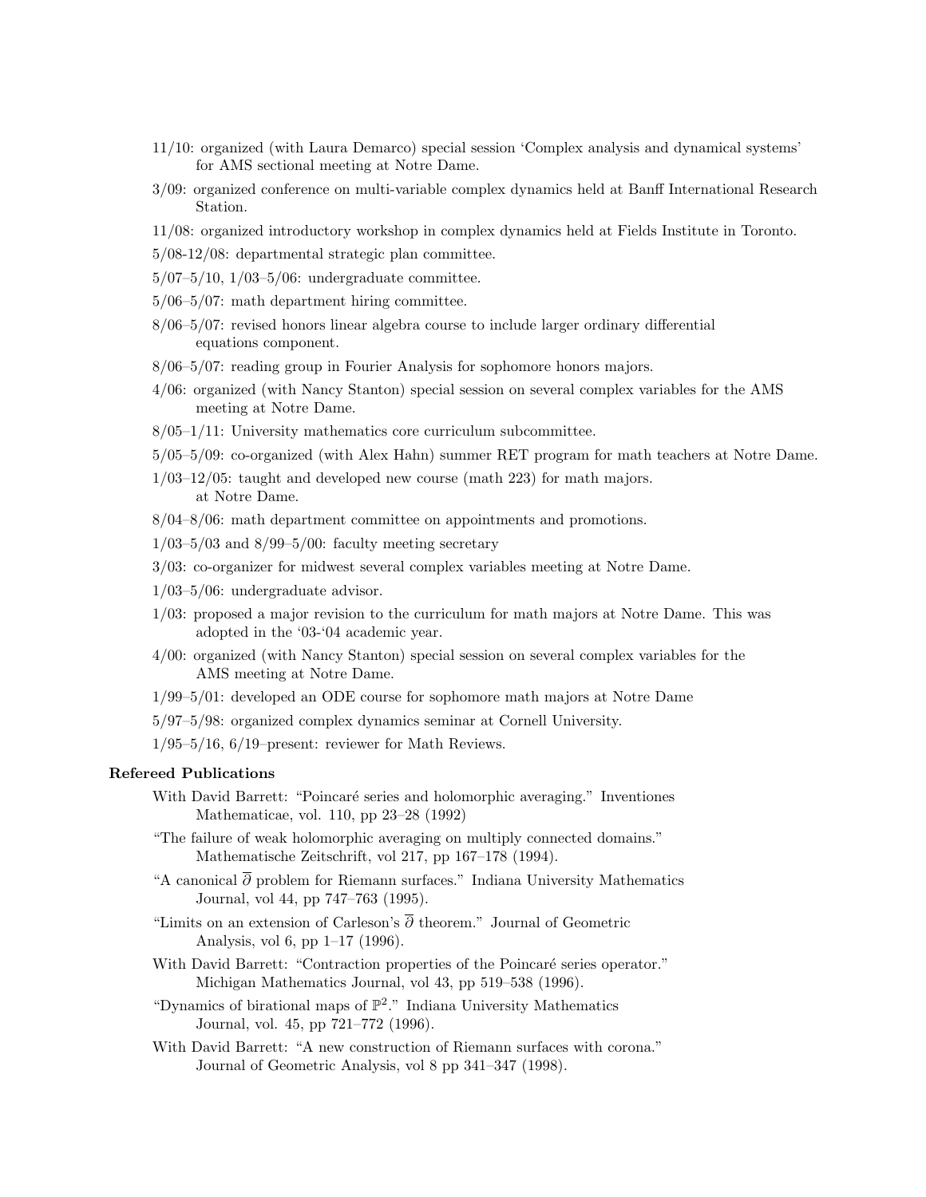- 11/10: organized (with Laura Demarco) special session 'Complex analysis and dynamical systems' for AMS sectional meeting at Notre Dame.
- 3/09: organized conference on multi-variable complex dynamics held at Banff International Research Station.
- 11/08: organized introductory workshop in complex dynamics held at Fields Institute in Toronto.
- 5/08-12/08: departmental strategic plan committee.
- 5/07–5/10, 1/03–5/06: undergraduate committee.
- 5/06–5/07: math department hiring committee.
- 8/06–5/07: revised honors linear algebra course to include larger ordinary differential equations component.
- 8/06–5/07: reading group in Fourier Analysis for sophomore honors majors.
- 4/06: organized (with Nancy Stanton) special session on several complex variables for the AMS meeting at Notre Dame.
- 8/05–1/11: University mathematics core curriculum subcommittee.
- 5/05–5/09: co-organized (with Alex Hahn) summer RET program for math teachers at Notre Dame.
- 1/03–12/05: taught and developed new course (math 223) for math majors. at Notre Dame.
- 8/04–8/06: math department committee on appointments and promotions.
- 1/03–5/03 and 8/99–5/00: faculty meeting secretary
- 3/03: co-organizer for midwest several complex variables meeting at Notre Dame.
- 1/03–5/06: undergraduate advisor.
- 1/03: proposed a major revision to the curriculum for math majors at Notre Dame. This was adopted in the '03-'04 academic year.
- 4/00: organized (with Nancy Stanton) special session on several complex variables for the AMS meeting at Notre Dame.
- 1/99–5/01: developed an ODE course for sophomore math majors at Notre Dame
- 5/97–5/98: organized complex dynamics seminar at Cornell University.
- 1/95–5/16, 6/19–present: reviewer for Math Reviews.

**Refereed Publications**

- With David Barrett: "Poincaré series and holomorphic averaging." Inventiones Mathematicae, vol. 110, pp 23–28 (1992)
- "The failure of weak holomorphic averaging on multiply connected domains." Mathematische Zeitschrift, vol 217, pp 167–178 (1994).
- "A canonical $\overline{\partial}$ problem for Riemann surfaces." Indiana University Mathematics Journal, vol 44, pp 747–763 (1995).
- "Limits on an extension of Carleson's $\overline{\partial}$ theorem." Journal of Geometric Analysis, vol 6, pp 1–17 (1996).
- With David Barrett: "Contraction properties of the Poincaré series operator." Michigan Mathematics Journal, vol 43, pp 519–538 (1996).
- "Dynamics of birational maps of $\mathbb{P}^2$." Indiana University Mathematics Journal, vol. 45, pp 721–772 (1996).
- With David Barrett: "A new construction of Riemann surfaces with corona." Journal of Geometric Analysis, vol 8 pp 341–347 (1998).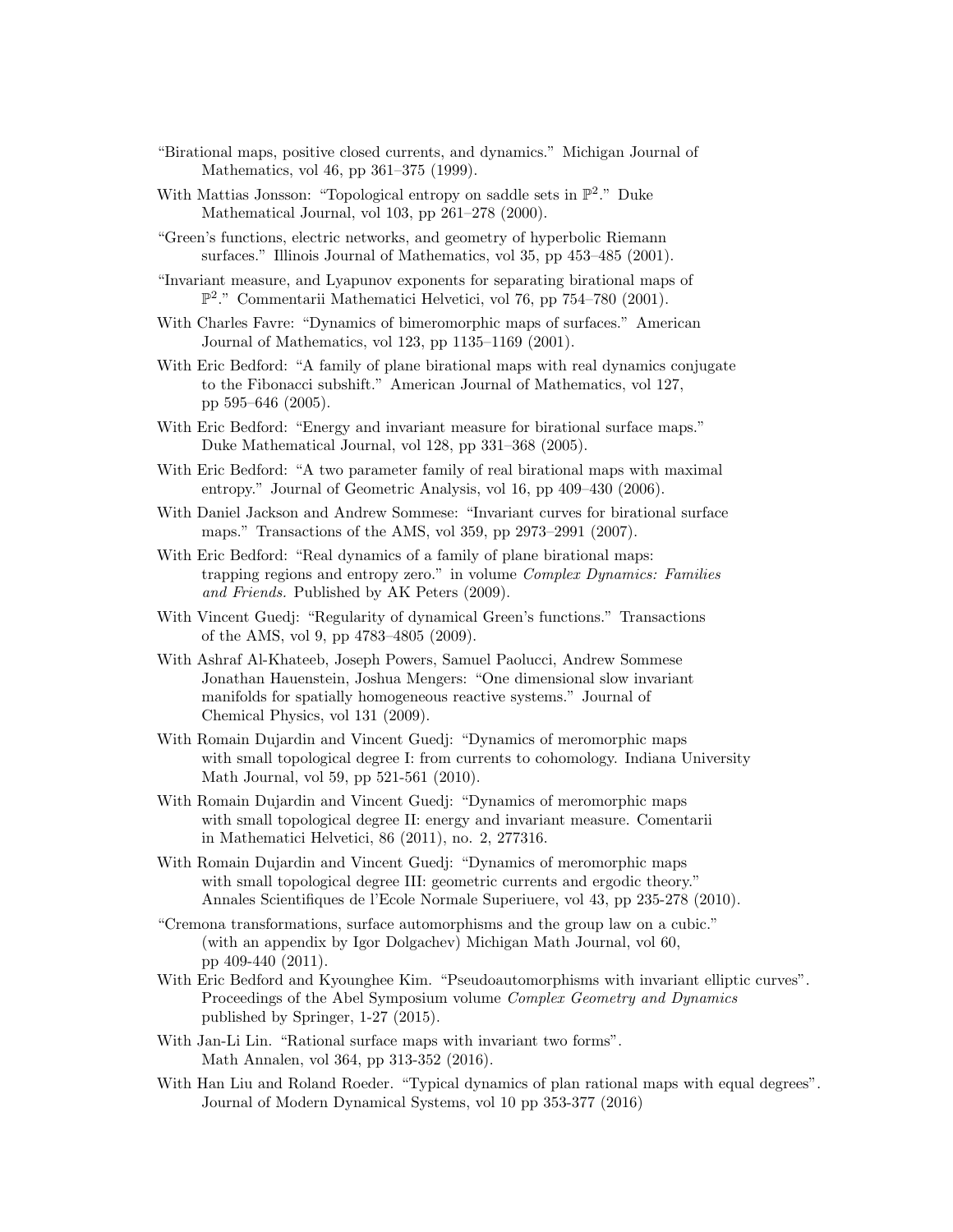"Birational maps, positive closed currents, and dynamics." Michigan Journal of Mathematics, vol 46, pp 361–375 (1999).

With Mattias Jonsson: "Topological entropy on saddle sets in $\mathbb{P}^2$." Duke Mathematical Journal, vol 103, pp 261–278 (2000).

"Green's functions, electric networks, and geometry of hyperbolic Riemann surfaces." Illinois Journal of Mathematics, vol 35, pp 453–485 (2001).

"Invariant measure, and Lyapunov exponents for separating birational maps of $\mathbb{P}^2$." Commentarii Mathematici Helvetici, vol 76, pp 754–780 (2001).

With Charles Favre: "Dynamics of bimeromorphic maps of surfaces." American Journal of Mathematics, vol 123, pp 1135–1169 (2001).

With Eric Bedford: "A family of plane birational maps with real dynamics conjugate to the Fibonacci subshift." American Journal of Mathematics, vol 127, pp 595–646 (2005).

With Eric Bedford: "Energy and invariant measure for birational surface maps." Duke Mathematical Journal, vol 128, pp 331–368 (2005).

With Eric Bedford: "A two parameter family of real birational maps with maximal entropy." Journal of Geometric Analysis, vol 16, pp 409–430 (2006).

With Daniel Jackson and Andrew Sommese: "Invariant curves for birational surface maps." Transactions of the AMS, vol 359, pp 2973–2991 (2007).

With Eric Bedford: "Real dynamics of a family of plane birational maps: trapping regions and entropy zero." in volume *Complex Dynamics: Families and Friends.* Published by AK Peters (2009).

With Vincent Guedj: "Regularity of dynamical Green's functions." Transactions of the AMS, vol 9, pp 4783–4805 (2009).

With Ashraf Al-Khateeb, Joseph Powers, Samuel Paolucci, Andrew Sommese Jonathan Hauenstein, Joshua Mengers: "One dimensional slow invariant manifolds for spatially homogeneous reactive systems." Journal of Chemical Physics, vol 131 (2009).

With Romain Dujardin and Vincent Guedj: "Dynamics of meromorphic maps with small topological degree I: from currents to cohomology. Indiana University Math Journal, vol 59, pp 521-561 (2010).

With Romain Dujardin and Vincent Guedj: "Dynamics of meromorphic maps with small topological degree II: energy and invariant measure. Comentarii in Mathematici Helvetici, 86 (2011), no. 2, 277316.

With Romain Dujardin and Vincent Guedj: "Dynamics of meromorphic maps with small topological degree III: geometric currents and ergodic theory." Annales Scientifiques de l'Ecole Normale Superiuere, vol 43, pp 235-278 (2010).

"Cremona transformations, surface automorphisms and the group law on a cubic." (with an appendix by Igor Dolgachev) Michigan Math Journal, vol 60, pp 409-440 (2011).

With Eric Bedford and Kyounghee Kim. "Pseudoautomorphisms with invariant elliptic curves". Proceedings of the Abel Symposium volume *Complex Geometry and Dynamics* published by Springer, 1-27 (2015).

With Jan-Li Lin. "Rational surface maps with invariant two forms". Math Annalen, vol 364, pp 313-352 (2016).

With Han Liu and Roland Roeder. "Typical dynamics of plan rational maps with equal degrees". Journal of Modern Dynamical Systems, vol 10 pp 353-377 (2016)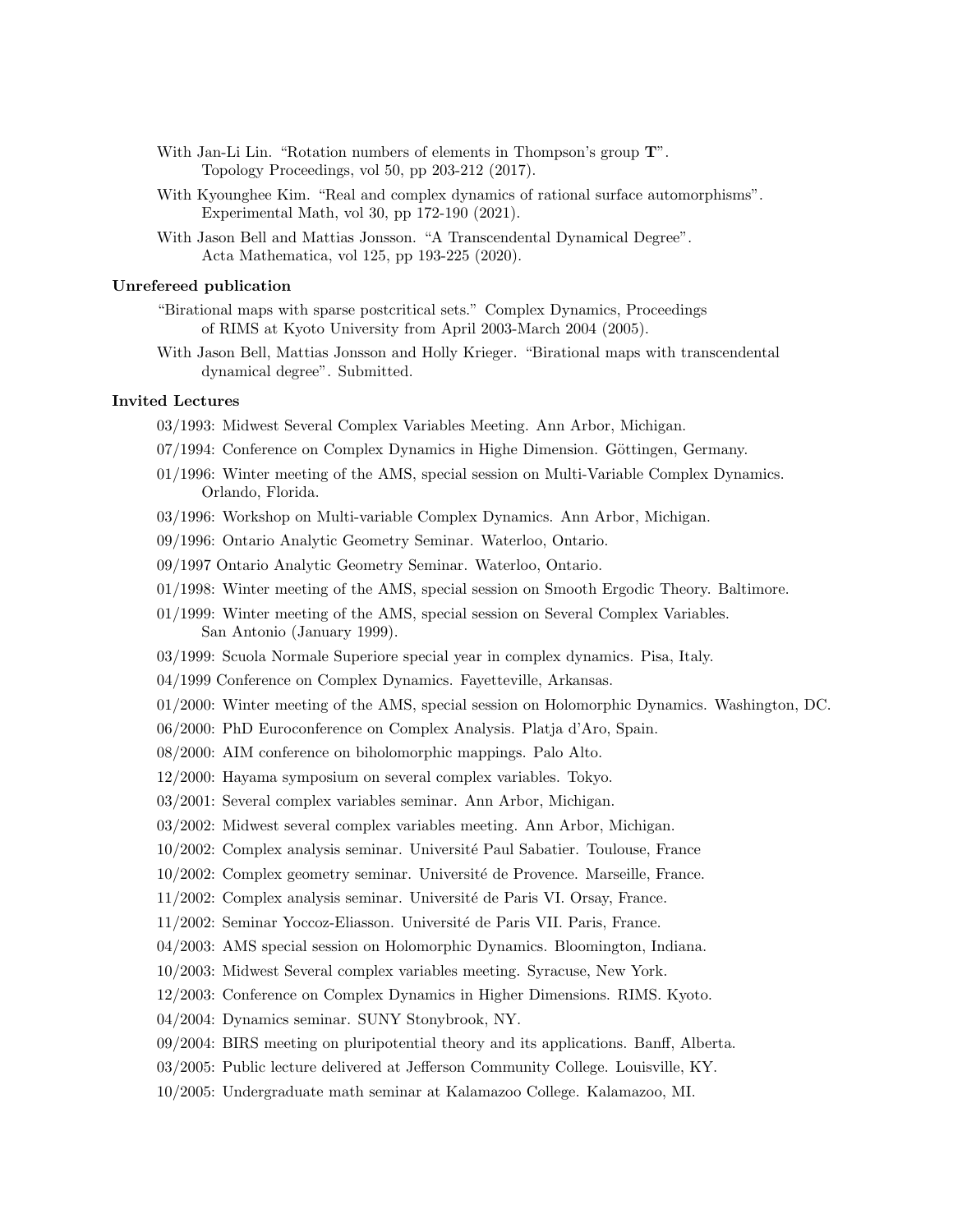With Jan-Li Lin. "Rotation numbers of elements in Thompson's group **T**". Topology Proceedings, vol 50, pp 203-212 (2017).

With Kyounghee Kim. "Real and complex dynamics of rational surface automorphisms". Experimental Math, vol 30, pp 172-190 (2021).

With Jason Bell and Mattias Jonsson. "A Transcendental Dynamical Degree". Acta Mathematica, vol 125, pp 193-225 (2020).

### Unrefereed publication

"Birational maps with sparse postcritical sets." Complex Dynamics, Proceedings of RIMS at Kyoto University from April 2003-March 2004 (2005).

With Jason Bell, Mattias Jonsson and Holly Krieger. "Birational maps with transcendental dynamical degree". Submitted.

### Invited Lectures

03/1993: Midwest Several Complex Variables Meeting. Ann Arbor, Michigan.

07/1994: Conference on Complex Dynamics in Highe Dimension. Göttingen, Germany.

01/1996: Winter meeting of the AMS, special session on Multi-Variable Complex Dynamics. Orlando, Florida.

03/1996: Workshop on Multi-variable Complex Dynamics. Ann Arbor, Michigan.

09/1996: Ontario Analytic Geometry Seminar. Waterloo, Ontario.

09/1997 Ontario Analytic Geometry Seminar. Waterloo, Ontario.

01/1998: Winter meeting of the AMS, special session on Smooth Ergodic Theory. Baltimore.

01/1999: Winter meeting of the AMS, special session on Several Complex Variables. San Antonio (January 1999).

03/1999: Scuola Normale Superiore special year in complex dynamics. Pisa, Italy.

04/1999 Conference on Complex Dynamics. Fayetteville, Arkansas.

01/2000: Winter meeting of the AMS, special session on Holomorphic Dynamics. Washington, DC.

06/2000: PhD Euroconference on Complex Analysis. Platja d'Aro, Spain.

08/2000: AIM conference on biholomorphic mappings. Palo Alto.

12/2000: Hayama symposium on several complex variables. Tokyo.

03/2001: Several complex variables seminar. Ann Arbor, Michigan.

03/2002: Midwest several complex variables meeting. Ann Arbor, Michigan.

10/2002: Complex analysis seminar. Université Paul Sabatier. Toulouse, France

10/2002: Complex geometry seminar. Université de Provence. Marseille, France.

11/2002: Complex analysis seminar. Université de Paris VI. Orsay, France.

11/2002: Seminar Yoccoz-Eliasson. Université de Paris VII. Paris, France.

04/2003: AMS special session on Holomorphic Dynamics. Bloomington, Indiana.

10/2003: Midwest Several complex variables meeting. Syracuse, New York.

12/2003: Conference on Complex Dynamics in Higher Dimensions. RIMS. Kyoto.

04/2004: Dynamics seminar. SUNY Stonybrook, NY.

09/2004: BIRS meeting on pluripotential theory and its applications. Banff, Alberta.

03/2005: Public lecture delivered at Jefferson Community College. Louisville, KY.

10/2005: Undergraduate math seminar at Kalamazoo College. Kalamazoo, MI.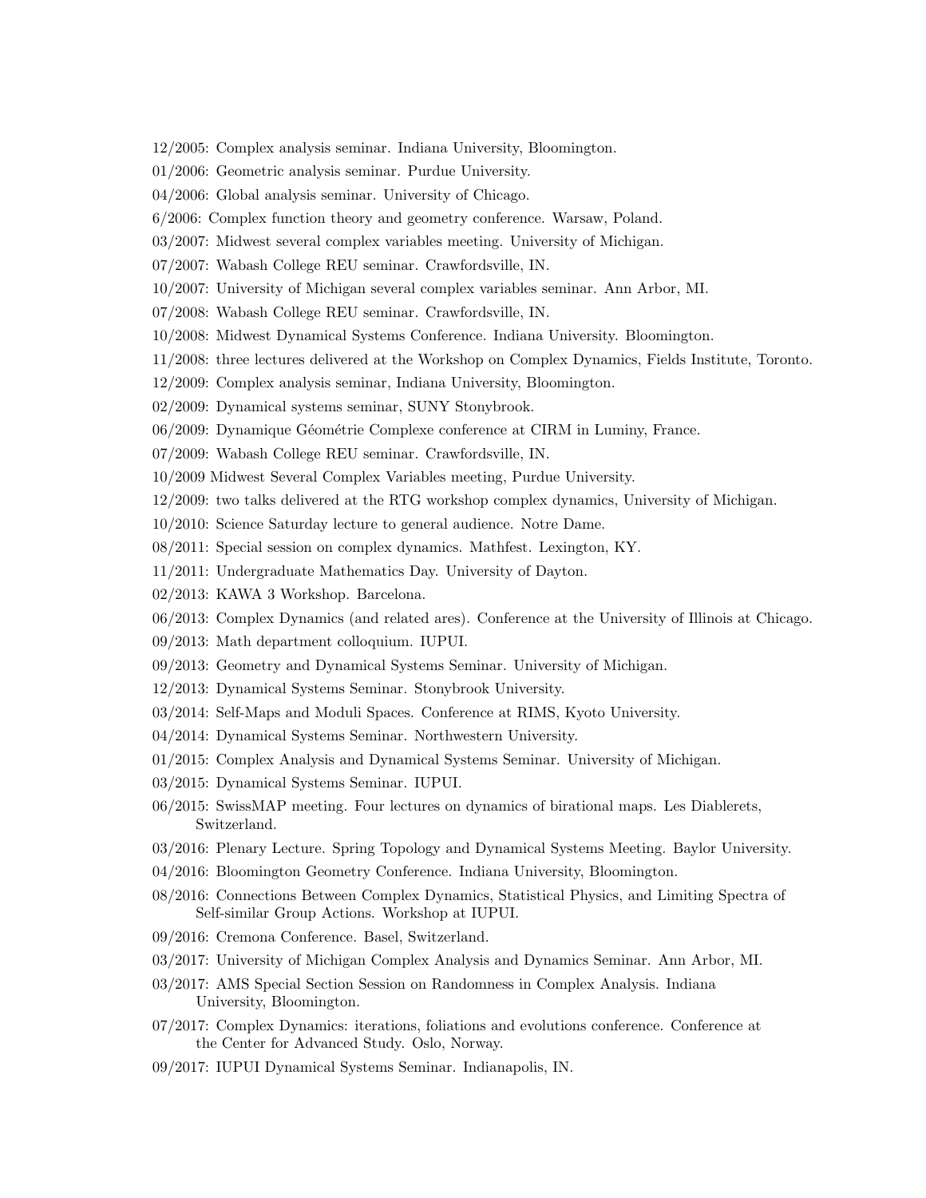12/2005: Complex analysis seminar. Indiana University, Bloomington.

01/2006: Geometric analysis seminar. Purdue University.

04/2006: Global analysis seminar. University of Chicago.

6/2006: Complex function theory and geometry conference. Warsaw, Poland.

03/2007: Midwest several complex variables meeting. University of Michigan.

07/2007: Wabash College REU seminar. Crawfordsville, IN.

10/2007: University of Michigan several complex variables seminar. Ann Arbor, MI.

07/2008: Wabash College REU seminar. Crawfordsville, IN.

10/2008: Midwest Dynamical Systems Conference. Indiana University. Bloomington.

11/2008: three lectures delivered at the Workshop on Complex Dynamics, Fields Institute, Toronto.

12/2009: Complex analysis seminar, Indiana University, Bloomington.

02/2009: Dynamical systems seminar, SUNY Stonybrook.

06/2009: Dynamique Géométrie Complexe conference at CIRM in Luminy, France.

07/2009: Wabash College REU seminar. Crawfordsville, IN.

10/2009 Midwest Several Complex Variables meeting, Purdue University.

12/2009: two talks delivered at the RTG workshop complex dynamics, University of Michigan.

10/2010: Science Saturday lecture to general audience. Notre Dame.

08/2011: Special session on complex dynamics. Mathfest. Lexington, KY.

11/2011: Undergraduate Mathematics Day. University of Dayton.

02/2013: KAWA 3 Workshop. Barcelona.

06/2013: Complex Dynamics (and related ares). Conference at the University of Illinois at Chicago.

09/2013: Math department colloquium. IUPUI.

09/2013: Geometry and Dynamical Systems Seminar. University of Michigan.

12/2013: Dynamical Systems Seminar. Stonybrook University.

03/2014: Self-Maps and Moduli Spaces. Conference at RIMS, Kyoto University.

04/2014: Dynamical Systems Seminar. Northwestern University.

01/2015: Complex Analysis and Dynamical Systems Seminar. University of Michigan.

03/2015: Dynamical Systems Seminar. IUPUI.

06/2015: SwissMAP meeting. Four lectures on dynamics of birational maps. Les Diablerets, Switzerland.

03/2016: Plenary Lecture. Spring Topology and Dynamical Systems Meeting. Baylor University.

04/2016: Bloomington Geometry Conference. Indiana University, Bloomington.

08/2016: Connections Between Complex Dynamics, Statistical Physics, and Limiting Spectra of Self-similar Group Actions. Workshop at IUPUI.

09/2016: Cremona Conference. Basel, Switzerland.

03/2017: University of Michigan Complex Analysis and Dynamics Seminar. Ann Arbor, MI.

03/2017: AMS Special Section Session on Randomness in Complex Analysis. Indiana University, Bloomington.

07/2017: Complex Dynamics: iterations, foliations and evolutions conference. Conference at the Center for Advanced Study. Oslo, Norway.

09/2017: IUPUI Dynamical Systems Seminar. Indianapolis, IN.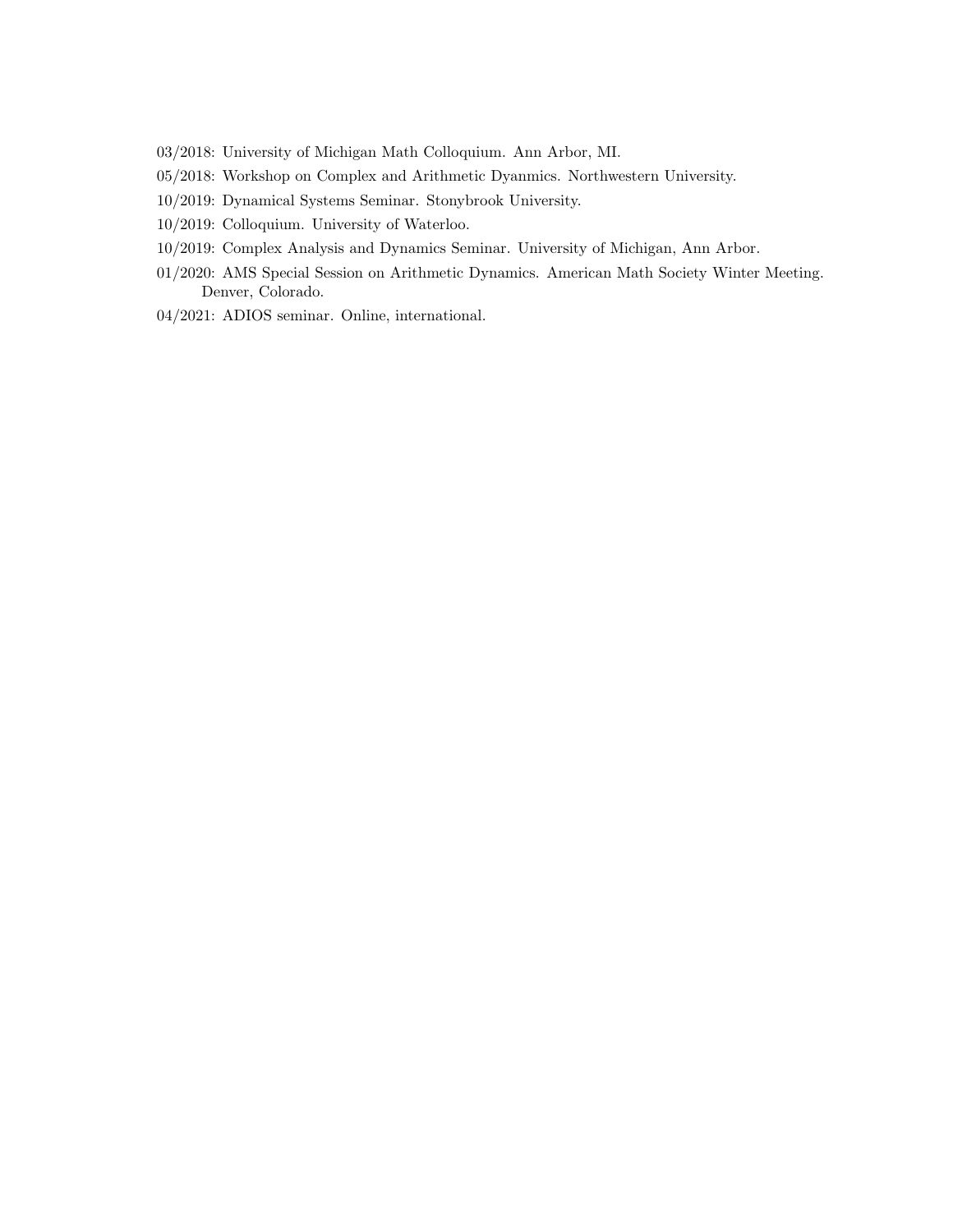03/2018: University of Michigan Math Colloquium. Ann Arbor, MI.

05/2018: Workshop on Complex and Arithmetic Dyanmics. Northwestern University.

10/2019: Dynamical Systems Seminar. Stonybrook University.

10/2019: Colloquium. University of Waterloo.

10/2019: Complex Analysis and Dynamics Seminar. University of Michigan, Ann Arbor.

01/2020: AMS Special Session on Arithmetic Dynamics. American Math Society Winter Meeting. Denver, Colorado.

04/2021: ADIOS seminar. Online, international.